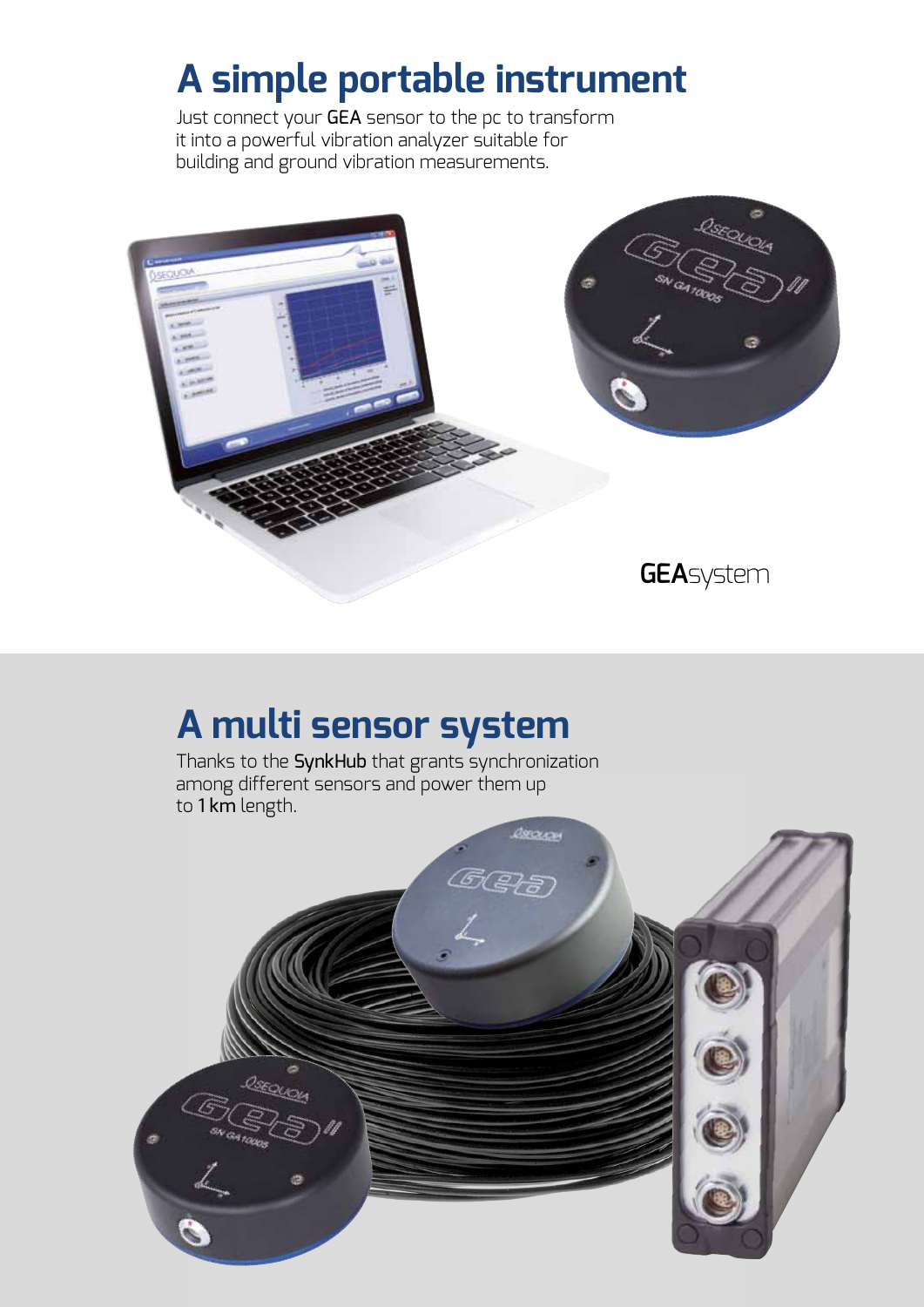# A simple portable instrument

Just connect your **GEA** sensor to the pc to transform it into a powerful vibration analyzer suitable for building and ground vibration measurements.

**GEA**system

# A multi sensor system

Thanks to the **SynkHub** that grants synchronization among different sensors and power them up to **1 km** length.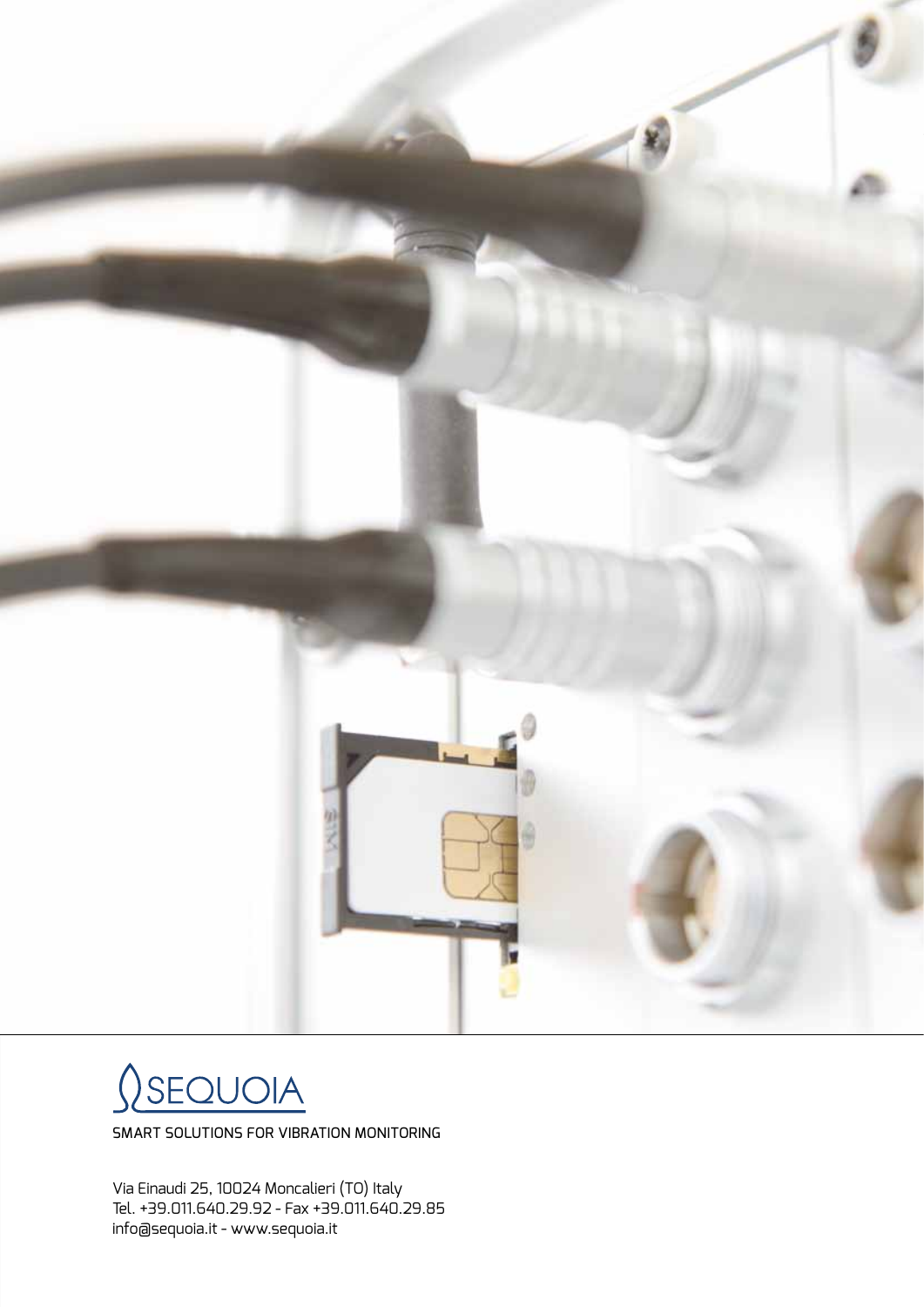SEQUOIA

SMART SOLUTIONS FOR VIBRATION MONITORING

Via Einaudi 25, 10024 Moncalieri (TO) Italy
Tel. +39.011.640.29.92 - Fax +39.011.640.29.85
info@sequoia.it - www.sequoia.it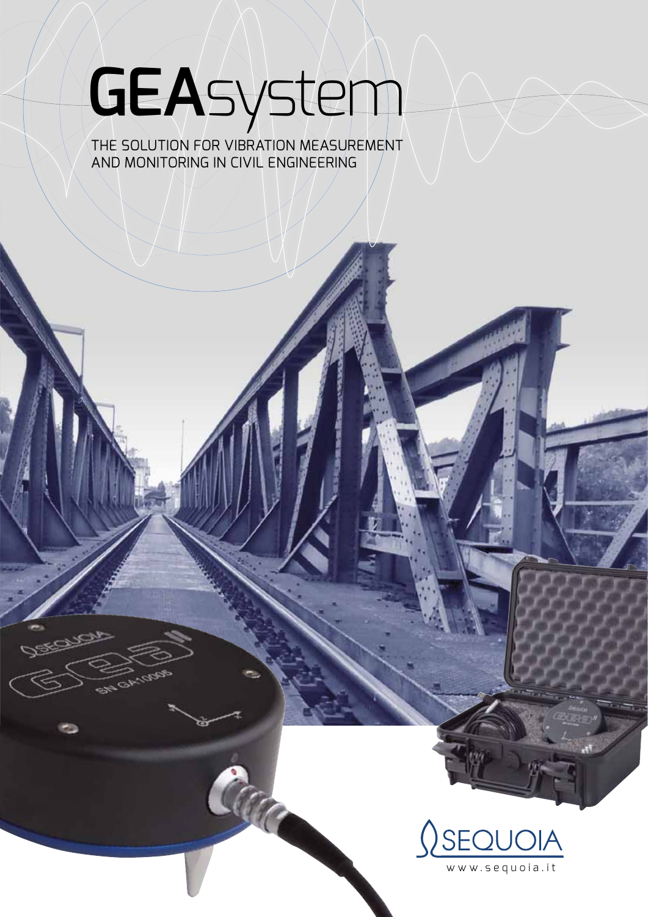# GEAsystem

THE SOLUTION FOR VIBRATION MEASUREMENT
AND MONITORING IN CIVIL ENGINEERING

SEQUOIA
www.sequoia.it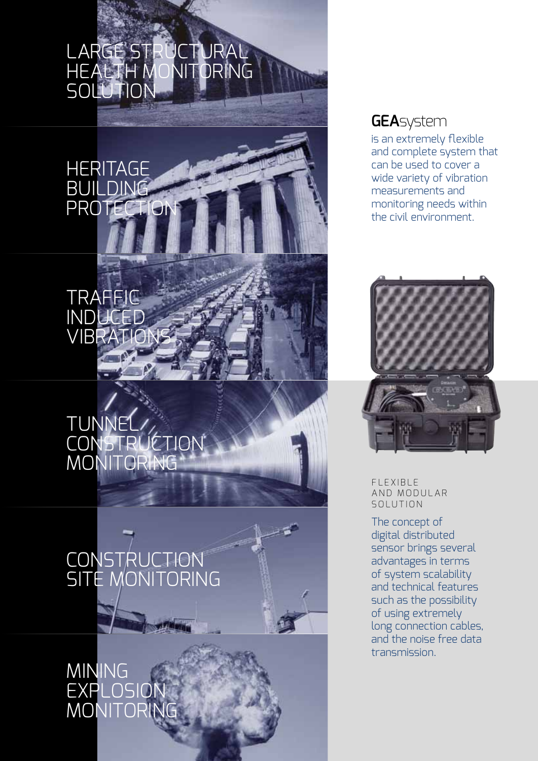LARGE STRUCTURAL HEALTH MONITORING SOLUTION

HERITAGE BUILDING PROTECTION

TRAFFIC INDUCED VIBRATIONS

TUNNEL CONSTRUCTION MONITORING

CONSTRUCTION SITE MONITORING

MINING EXPLOSION MONITORING

## **GEA**system

is an extremely flexible and complete system that can be used to cover a wide variety of vibration measurements and monitoring needs within the civil environment.

### FLEXIBLE AND MODULAR SOLUTION

The concept of digital distributed sensor brings several advantages in terms of system scalability and technical features such as the possibility of using extremely long connection cables, and the noise free data transmission.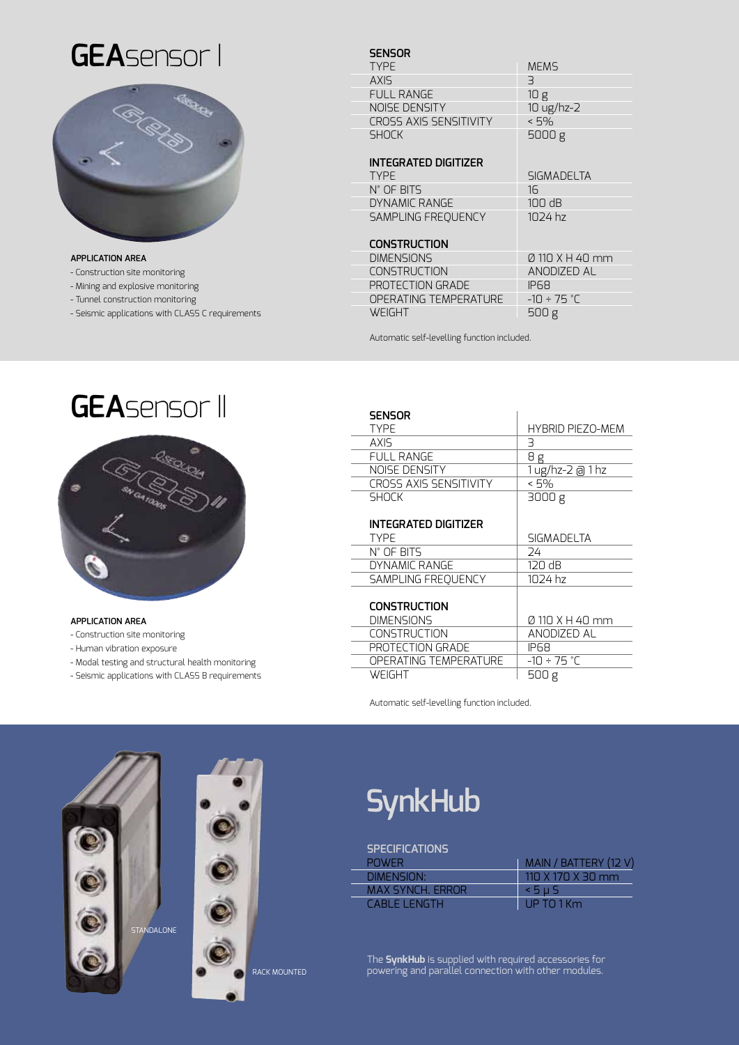# GEAsensor I

**APPLICATION AREA**

- Construction site monitoring
- Mining and explosive monitoring
- Tunnel construction monitoring
- Seismic applications with CLASS C requirements

| **SENSOR** | |
|---|---|
| TYPE | MEMS |
| AXIS | 3 |
| FULL RANGE | 10 g |
| NOISE DENSITY | 10 ug/hz-2 |
| CROSS AXIS SENSITIVITY | < 5% |
| SHOCK | 5000 g |
| **INTEGRATED DIGITIZER** | |
| TYPE | SIGMADELTA |
| N° OF BITS | 16 |
| DYNAMIC RANGE | 100 dB |
| SAMPLING FREQUENCY | 1024 hz |
| **CONSTRUCTION** | |
| DIMENSIONS | Ø 110 X H 40 mm |
| CONSTRUCTION | ANODIZED AL |
| PROTECTION GRADE | IP68 |
| OPERATING TEMPERATURE | -10 ÷ 75 °C |
| WEIGHT | 500 g |

Automatic self-levelling function included.

# GEAsensor II

**APPLICATION AREA**

- Construction site monitoring
- Human vibration exposure
- Modal testing and structural health monitoring
- Seismic applications with CLASS B requirements

| **SENSOR** | |
|---|---|
| TYPE | HYBRID PIEZO-MEM |
| AXIS | 3 |
| FULL RANGE | 8 g |
| NOISE DENSITY | 1 ug/hz-2 @ 1 hz |
| CROSS AXIS SENSITIVITY | < 5% |
| SHOCK | 3000 g |
| **INTEGRATED DIGITIZER** | |
| TYPE | SIGMADELTA |
| N° OF BITS | 24 |
| DYNAMIC RANGE | 120 dB |
| SAMPLING FREQUENCY | 1024 hz |
| **CONSTRUCTION** | |
| DIMENSIONS | Ø 110 X H 40 mm |
| CONSTRUCTION | ANODIZED AL |
| PROTECTION GRADE | IP68 |
| OPERATING TEMPERATURE | -10 ÷ 75 °C |
| WEIGHT | 500 g |

Automatic self-levelling function included.

STANDALONE

RACK MOUNTED

# SynkHub

| SPECIFICATIONS | |
|---|---|
| POWER | MAIN / BATTERY (12 V) |
| DIMENSION: | 110 X 170 X 30 mm |
| MAX SYNCH. ERROR | < 5 µ S |
| CABLE LENGTH | UP TO 1 Km |

The **SynkHub** is supplied with required accessories for powering and parallel connection with other modules.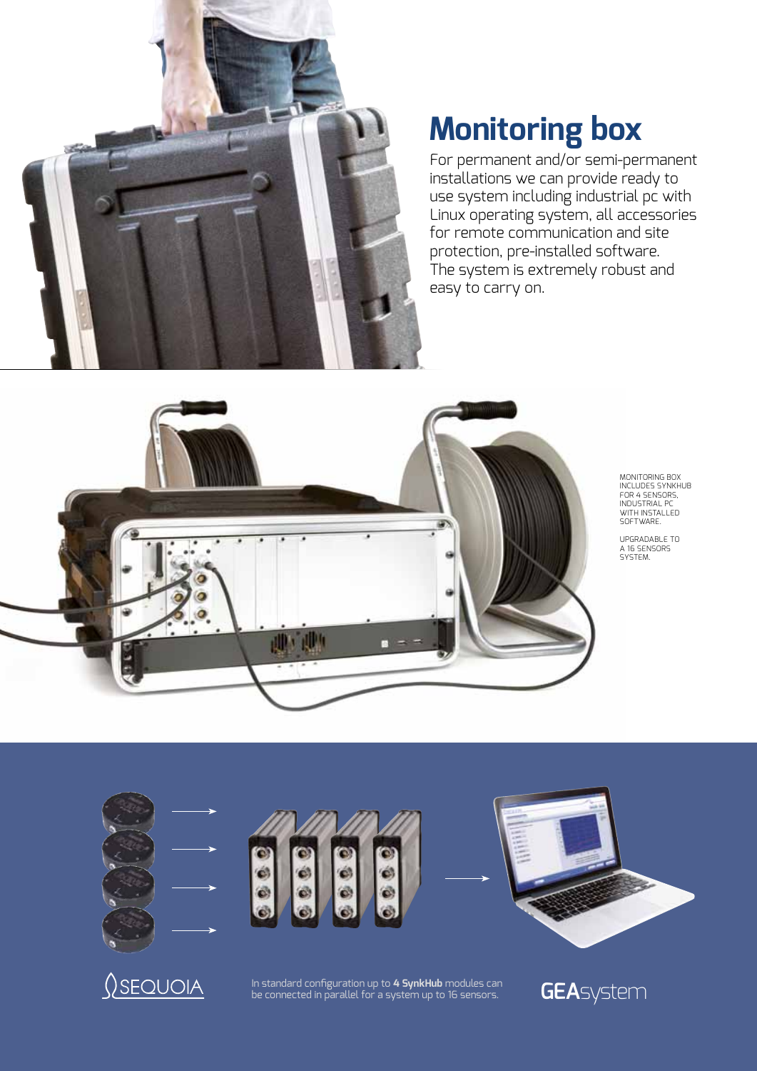# Monitoring box

For permanent and/or semi-permanent installations we can provide ready to use system including industrial pc with Linux operating system, all accessories for remote communication and site protection, pre-installed software. The system is extremely robust and easy to carry on.

MONITORING BOX INCLUDES SYNKHUB FOR 4 SENSORS, INDUSTRIAL PC WITH INSTALLED SOFTWARE.

UPGRADABLE TO A 16 SENSORS SYSTEM.

SEQUOIA

In standard configuration up to **4 SynkHub** modules can be connected in parallel for a system up to 16 sensors.

**GEA**system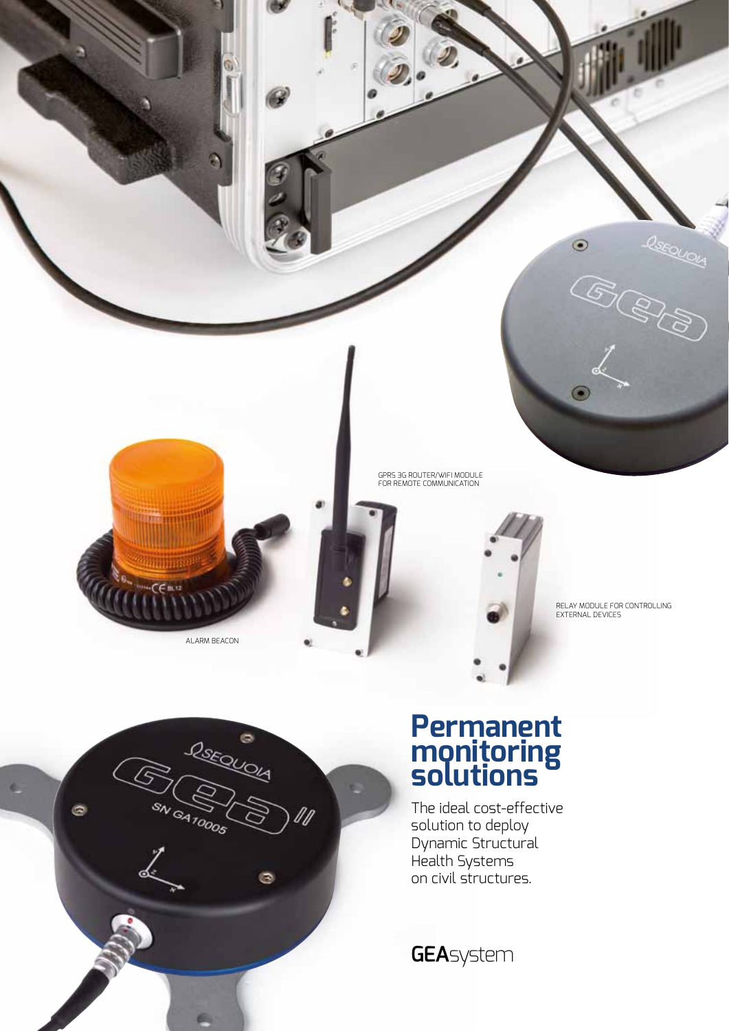GPRS 3G ROUTER/WIFI MODULE FOR REMOTE COMMUNICATION

RELAY MODULE FOR CONTROLLING EXTERNAL DEVICES

ALARM BEACON

# Permanent monitoring solutions

The ideal cost-effective solution to deploy Dynamic Structural Health Systems on civil structures.

**GEA**system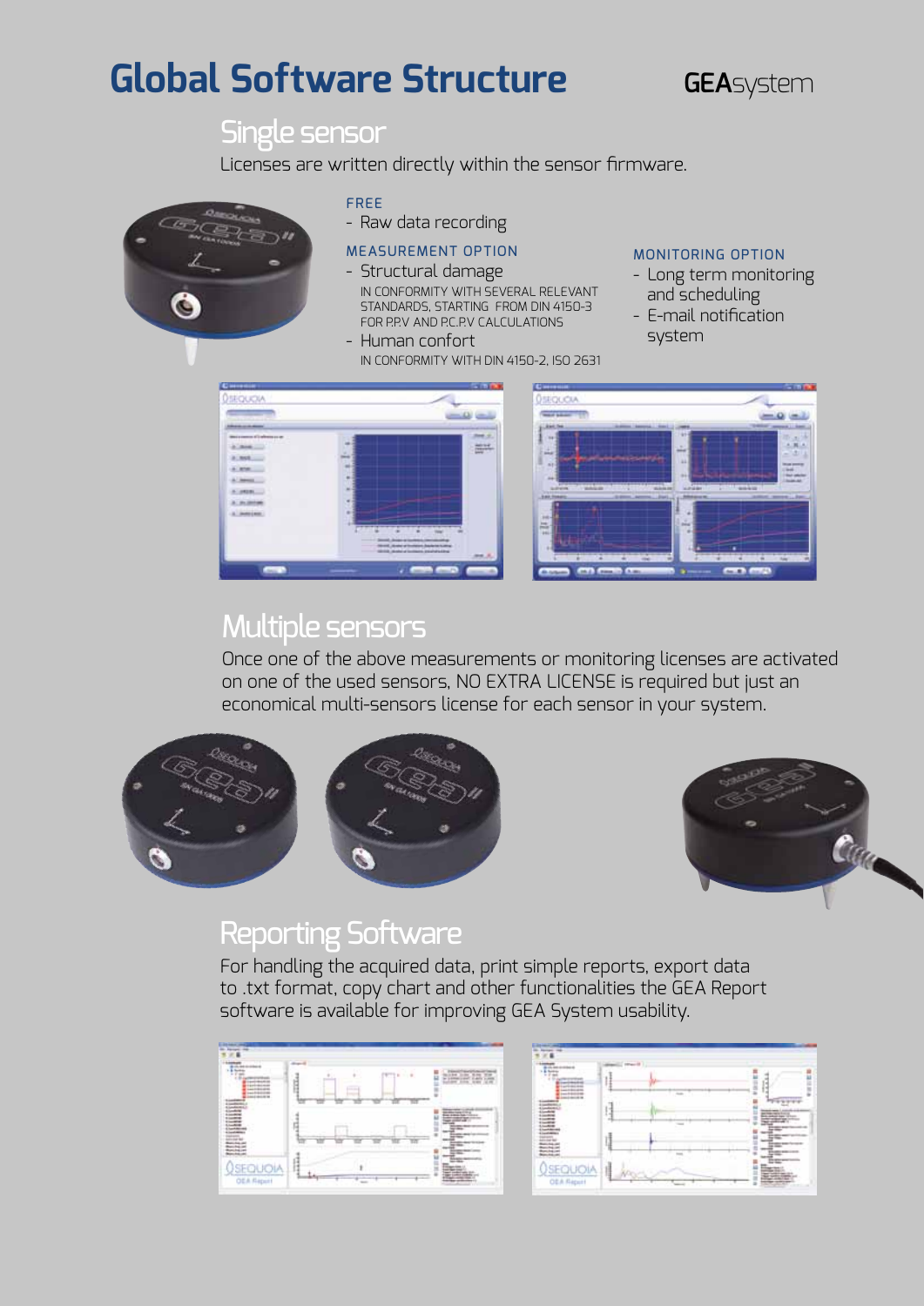# Global Software Structure

GEAsystem

## Single sensor

Licenses are written directly within the sensor firmware.

FREE

- Raw data recording

MEASUREMENT OPTION

- Structural damage
  IN CONFORMITY WITH SEVERAL RELEVANT STANDARDS, STARTING FROM DIN 4150-3 FOR P.P.V AND P.C.P.V CALCULATIONS
- Human confort
  IN CONFORMITY WITH DIN 4150-2, ISO 2631

MONITORING OPTION

- Long term monitoring and scheduling
- E-mail notification system

## Multiple sensors

Once one of the above measurements or monitoring licenses are activated on one of the used sensors, NO EXTRA LICENSE is required but just an economical multi-sensors license for each sensor in your system.

## Reporting Software

For handling the acquired data, print simple reports, export data to .txt format, copy chart and other functionalities the GEA Report software is available for improving GEA System usability.